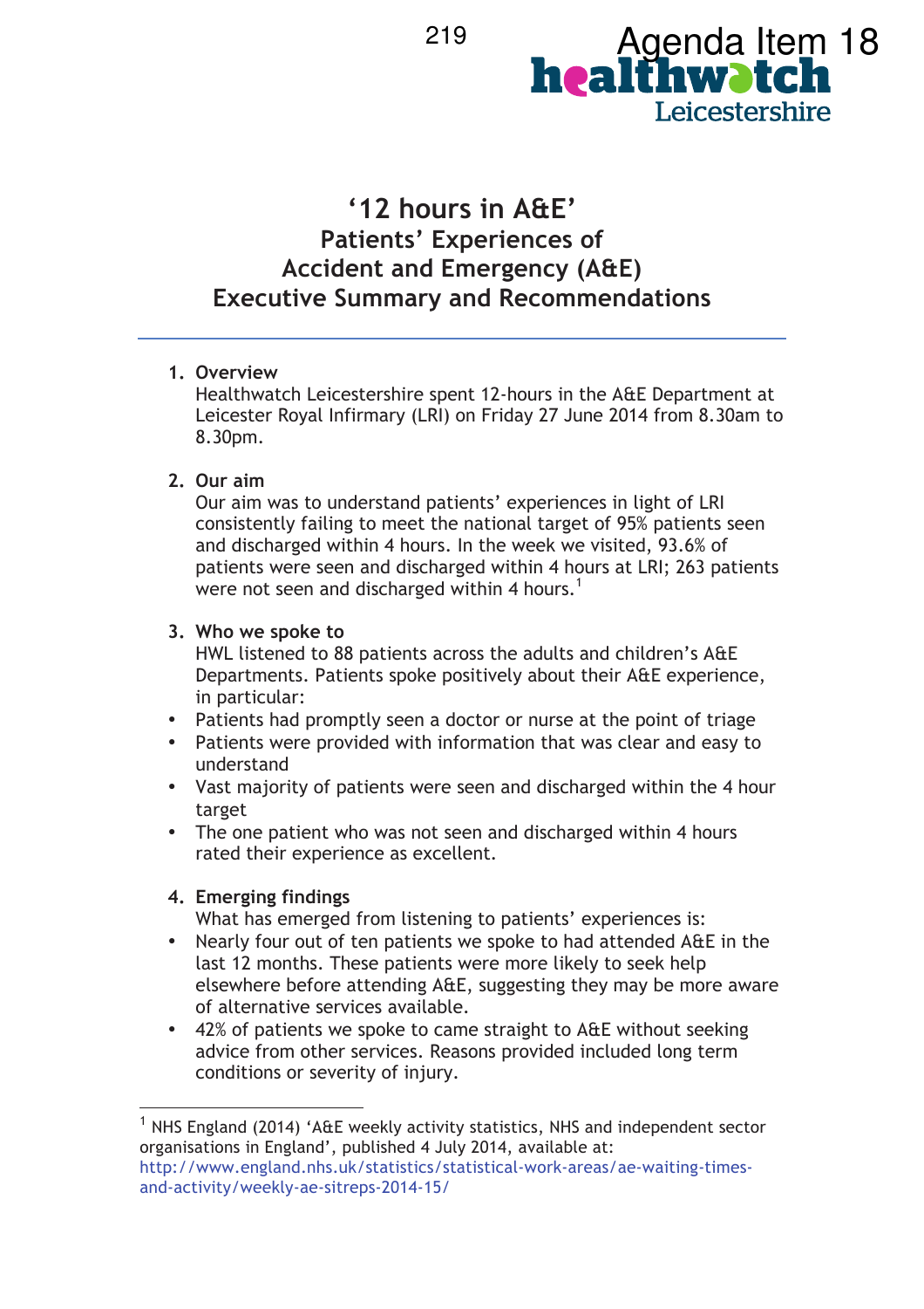# '12 hours in A&E'

## Patients' Experiences of Accident and Emergency (A&E) Executive Summary and Recommendations

1. **Overview**

   Healthwatch Leicestershire spent 12-hours in the A&E Department at Leicester Royal Infirmary (LRI) on Friday 27 June 2014 from 8.30am to 8.30pm.

2. **Our aim**

   Our aim was to understand patients' experiences in light of LRI consistently failing to meet the national target of 95% patients seen and discharged within 4 hours. In the week we visited, 93.6% of patients were seen and discharged within 4 hours at LRI; 263 patients were not seen and discharged within 4 hours.[1]

3. **Who we spoke to**

   HWL listened to 88 patients across the adults and children's A&E Departments. Patients spoke positively about their A&E experience, in particular:

- Patients had promptly seen a doctor or nurse at the point of triage
- Patients were provided with information that was clear and easy to understand
- Vast majority of patients were seen and discharged within the 4 hour target
- The one patient who was not seen and discharged within 4 hours rated their experience as excellent.

4. **Emerging findings**

   What has emerged from listening to patients' experiences is:

- Nearly four out of ten patients we spoke to had attended A&E in the last 12 months. These patients were more likely to seek help elsewhere before attending A&E, suggesting they may be more aware of alternative services available.
- 42% of patients we spoke to came straight to A&E without seeking advice from other services. Reasons provided included long term conditions or severity of injury.

---

[1] NHS England (2014) 'A&E weekly activity statistics, NHS and independent sector organisations in England', published 4 July 2014, available at: http://www.england.nhs.uk/statistics/statistical-work-areas/ae-waiting-times-and-activity/weekly-ae-sitreps-2014-15/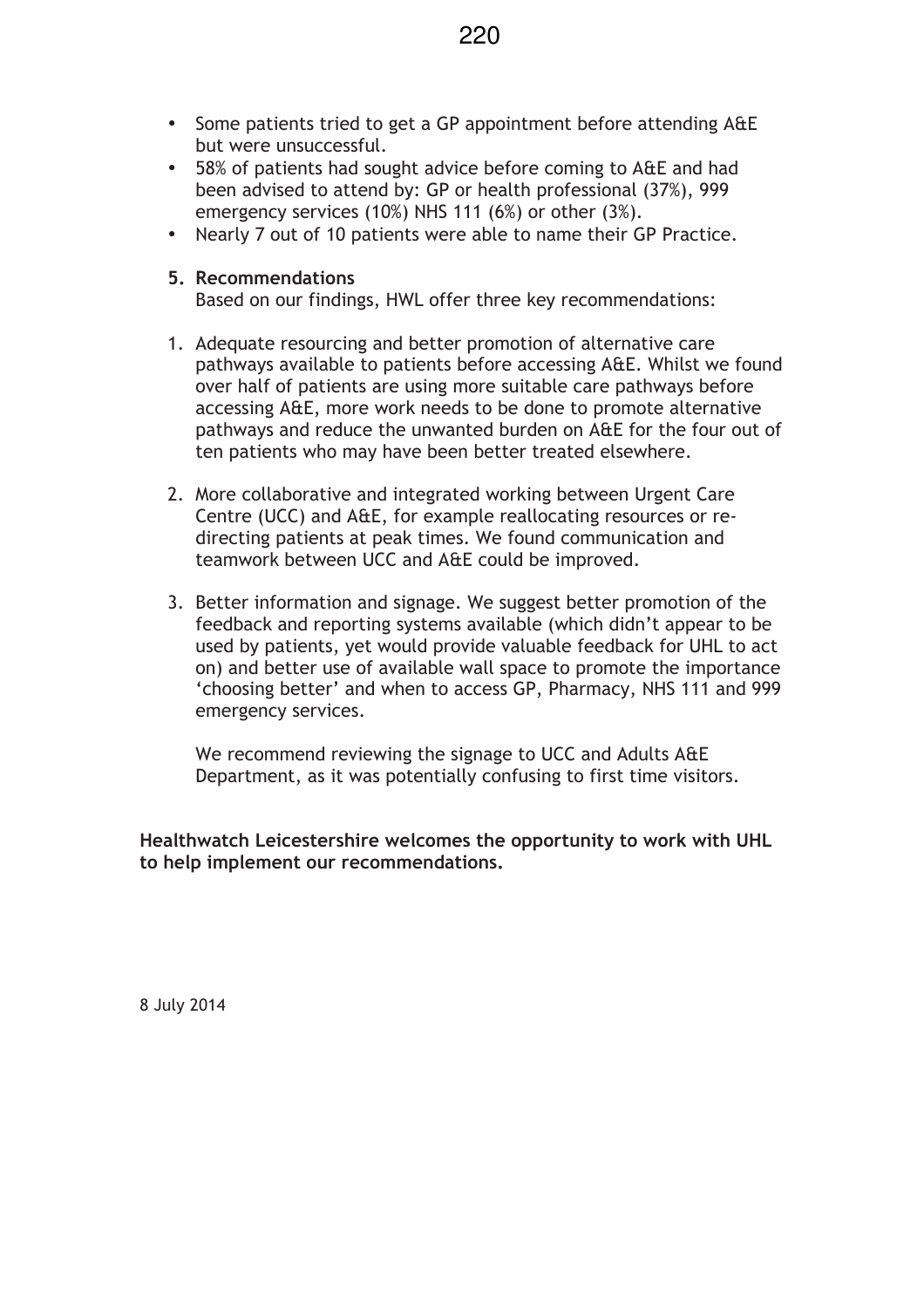- Some patients tried to get a GP appointment before attending A&E but were unsuccessful.
- 58% of patients had sought advice before coming to A&E and had been advised to attend by: GP or health professional (37%), 999 emergency services (10%) NHS 111 (6%) or other (3%).
- Nearly 7 out of 10 patients were able to name their GP Practice.

## 5. Recommendations

Based on our findings, HWL offer three key recommendations:

1. Adequate resourcing and better promotion of alternative care pathways available to patients before accessing A&E. Whilst we found over half of patients are using more suitable care pathways before accessing A&E, more work needs to be done to promote alternative pathways and reduce the unwanted burden on A&E for the four out of ten patients who may have been better treated elsewhere.

2. More collaborative and integrated working between Urgent Care Centre (UCC) and A&E, for example reallocating resources or re-directing patients at peak times. We found communication and teamwork between UCC and A&E could be improved.

3. Better information and signage. We suggest better promotion of the feedback and reporting systems available (which didn't appear to be used by patients, yet would provide valuable feedback for UHL to act on) and better use of available wall space to promote the importance 'choosing better' and when to access GP, Pharmacy, NHS 111 and 999 emergency services.

   We recommend reviewing the signage to UCC and Adults A&E Department, as it was potentially confusing to first time visitors.

**Healthwatch Leicestershire welcomes the opportunity to work with UHL to help implement our recommendations.**

8 July 2014